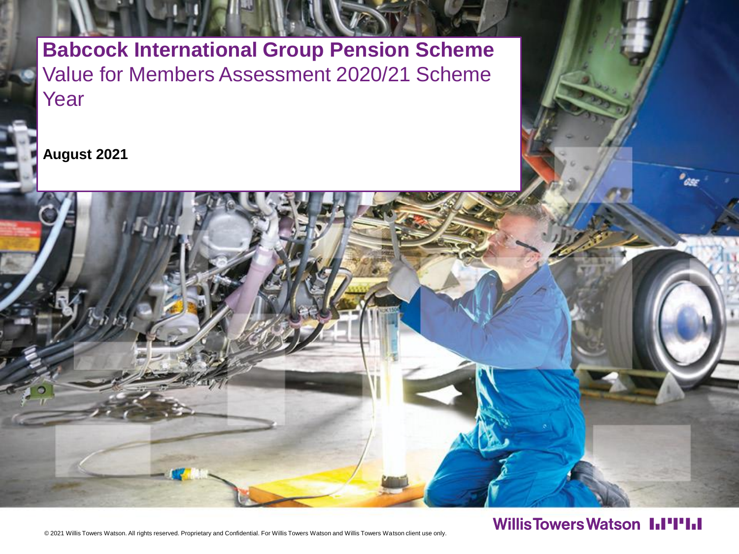# Babcock International Group Pension Scheme

## Value for Members Assessment 2020/21 Scheme Year

**August 2021**

Willis Towers Watson

© 2021 Willis Towers Watson. All rights reserved. Proprietary and Confidential. For Willis Towers Watson and Willis Towers Watson client use only.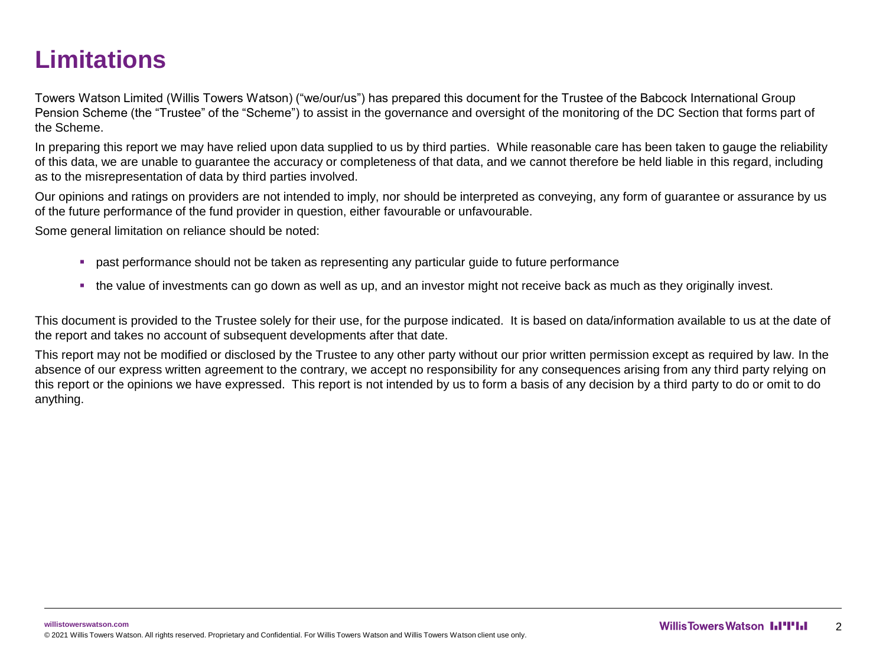# Limitations

Towers Watson Limited (Willis Towers Watson) ("we/our/us") has prepared this document for the Trustee of the Babcock International Group Pension Scheme (the "Trustee" of the "Scheme") to assist in the governance and oversight of the monitoring of the DC Section that forms part of the Scheme.

In preparing this report we may have relied upon data supplied to us by third parties. While reasonable care has been taken to gauge the reliability of this data, we are unable to guarantee the accuracy or completeness of that data, and we cannot therefore be held liable in this regard, including as to the misrepresentation of data by third parties involved.

Our opinions and ratings on providers are not intended to imply, nor should be interpreted as conveying, any form of guarantee or assurance by us of the future performance of the fund provider in question, either favourable or unfavourable.

Some general limitation on reliance should be noted:

- past performance should not be taken as representing any particular guide to future performance
- the value of investments can go down as well as up, and an investor might not receive back as much as they originally invest.

This document is provided to the Trustee solely for their use, for the purpose indicated. It is based on data/information available to us at the date of the report and takes no account of subsequent developments after that date.

This report may not be modified or disclosed by the Trustee to any other party without our prior written permission except as required by law. In the absence of our express written agreement to the contrary, we accept no responsibility for any consequences arising from any third party relying on this report or the opinions we have expressed. This report is not intended by us to form a basis of any decision by a third party to do or omit to do anything.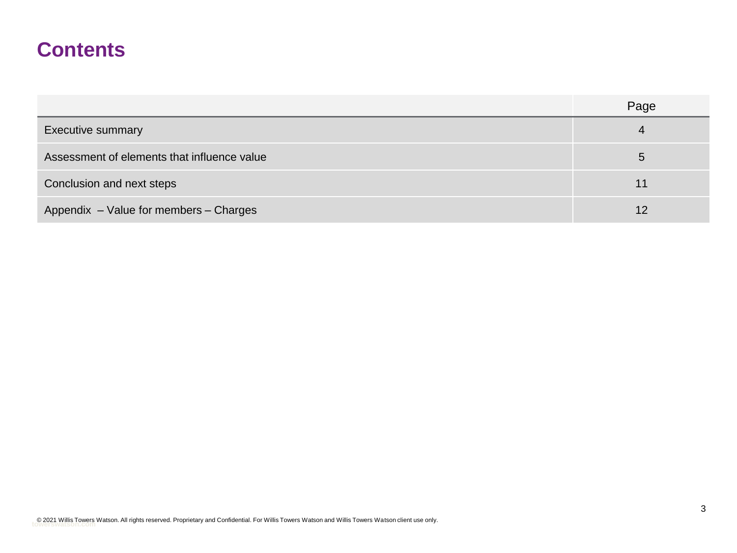# Contents

| | Page |
|---|---|
| Executive summary | 4 |
| Assessment of elements that influence value | 5 |
| Conclusion and next steps | 11 |
| Appendix – Value for members – Charges | 12 |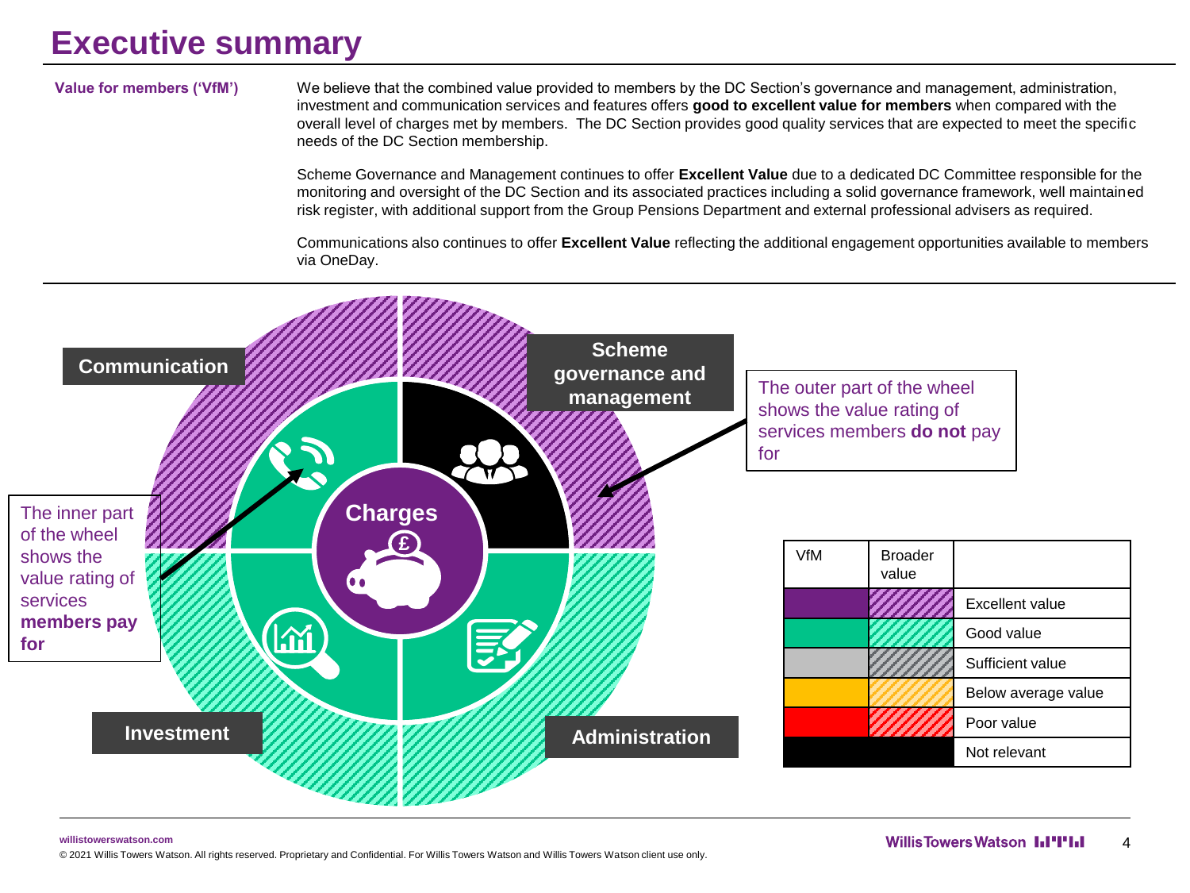# Executive summary

**Value for members ('VfM')**

We believe that the combined value provided to members by the DC Section's governance and management, administration, investment and communication services and features offers **good to excellent value for members** when compared with the overall level of charges met by members. The DC Section provides good quality services that are expected to meet the specific needs of the DC Section membership.

Scheme Governance and Management continues to offer **Excellent Value** due to a dedicated DC Committee responsible for the monitoring and oversight of the DC Section and its associated practices including a solid governance framework, well maintained risk register, with additional support from the Group Pensions Department and external professional advisers as required.

Communications also continues to offer **Excellent Value** reflecting the additional engagement opportunities available to members via OneDay.

Communication

Scheme governance and management

Charges

Investment

Administration

The outer part of the wheel shows the value rating of services members **do not** pay for

The inner part of the wheel shows the value rating of services **members pay for**

| VfM | Broader value | |
|---|---|---|
| | | Excellent value |
| | | Good value |
| | | Sufficient value |
| | | Below average value |
| | | Poor value |
| | | Not relevant |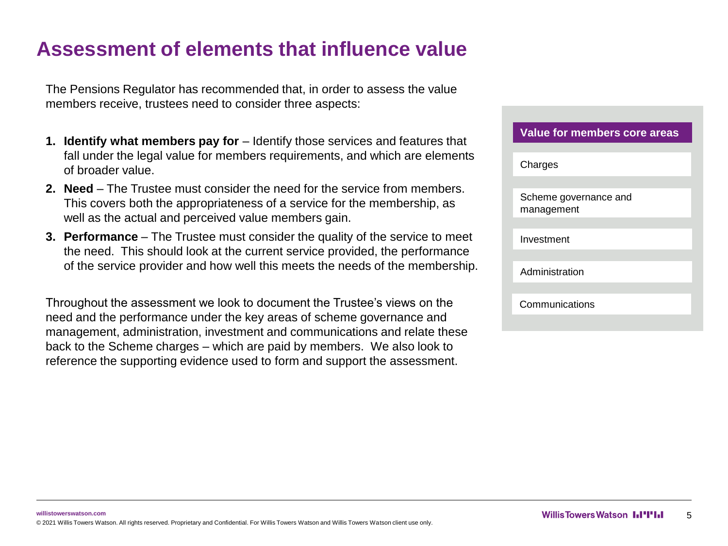# Assessment of elements that influence value

The Pensions Regulator has recommended that, in order to assess the value members receive, trustees need to consider three aspects:

1. **Identify what members pay for** – Identify those services and features that fall under the legal value for members requirements, and which are elements of broader value.
2. **Need** – The Trustee must consider the need for the service from members. This covers both the appropriateness of a service for the membership, as well as the actual and perceived value members gain.
3. **Performance** – The Trustee must consider the quality of the service to meet the need. This should look at the current service provided, the performance of the service provider and how well this meets the needs of the membership.

Throughout the assessment we look to document the Trustee's views on the need and the performance under the key areas of scheme governance and management, administration, investment and communications and relate these back to the Scheme charges – which are paid by members. We also look to reference the supporting evidence used to form and support the assessment.

| Value for members core areas |
| --- |
| Charges |
| Scheme governance and management |
| Investment |
| Administration |
| Communications |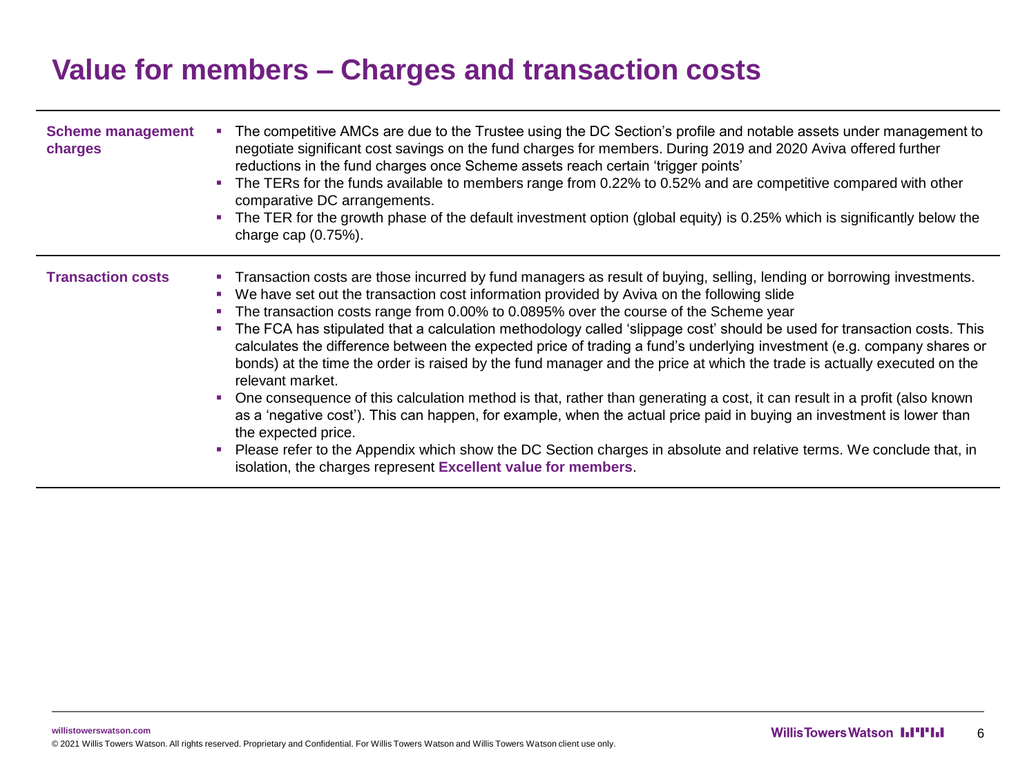# Value for members – Charges and transaction costs

| | |
|---|---|
| **Scheme management charges** | ▪ The competitive AMCs are due to the Trustee using the DC Section's profile and notable assets under management to negotiate significant cost savings on the fund charges for members. During 2019 and 2020 Aviva offered further reductions in the fund charges once Scheme assets reach certain 'trigger points'<br>▪ The TERs for the funds available to members range from 0.22% to 0.52% and are competitive compared with other comparative DC arrangements.<br>▪ The TER for the growth phase of the default investment option (global equity) is 0.25% which is significantly below the charge cap (0.75%). |
| **Transaction costs** | ▪ Transaction costs are those incurred by fund managers as result of buying, selling, lending or borrowing investments.<br>▪ We have set out the transaction cost information provided by Aviva on the following slide<br>▪ The transaction costs range from 0.00% to 0.0895% over the course of the Scheme year<br>▪ The FCA has stipulated that a calculation methodology called 'slippage cost' should be used for transaction costs. This calculates the difference between the expected price of trading a fund's underlying investment (e.g. company shares or bonds) at the time the order is raised by the fund manager and the price at which the trade is actually executed on the relevant market.<br>▪ One consequence of this calculation method is that, rather than generating a cost, it can result in a profit (also known as a 'negative cost'). This can happen, for example, when the actual price paid in buying an investment is lower than the expected price.<br>▪ Please refer to the Appendix which show the DC Section charges in absolute and relative terms. We conclude that, in isolation, the charges represent **Excellent value for members**. |

willistowerswatson.com

© 2021 Willis Towers Watson. All rights reserved. Proprietary and Confidential. For Willis Towers Watson and Willis Towers Watson client use only.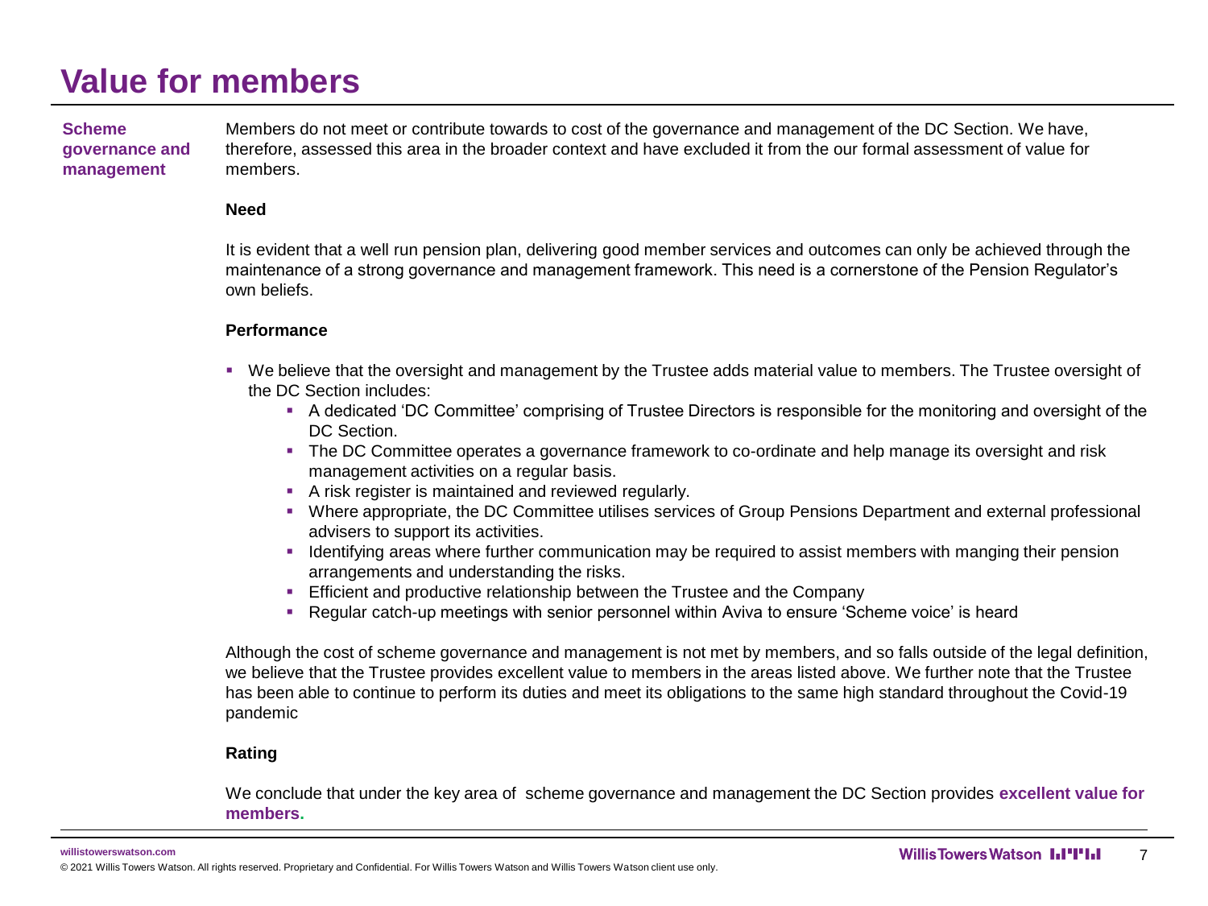# Value for members

**Scheme governance and management**

Members do not meet or contribute towards to cost of the governance and management of the DC Section. We have, therefore, assessed this area in the broader context and have excluded it from the our formal assessment of value for members.

**Need**

It is evident that a well run pension plan, delivering good member services and outcomes can only be achieved through the maintenance of a strong governance and management framework. This need is a cornerstone of the Pension Regulator's own beliefs.

**Performance**

- We believe that the oversight and management by the Trustee adds material value to members. The Trustee oversight of the DC Section includes:
  - A dedicated 'DC Committee' comprising of Trustee Directors is responsible for the monitoring and oversight of the DC Section.
  - The DC Committee operates a governance framework to co-ordinate and help manage its oversight and risk management activities on a regular basis.
  - A risk register is maintained and reviewed regularly.
  - Where appropriate, the DC Committee utilises services of Group Pensions Department and external professional advisers to support its activities.
  - Identifying areas where further communication may be required to assist members with manging their pension arrangements and understanding the risks.
  - Efficient and productive relationship between the Trustee and the Company
  - Regular catch-up meetings with senior personnel within Aviva to ensure 'Scheme voice' is heard

Although the cost of scheme governance and management is not met by members, and so falls outside of the legal definition, we believe that the Trustee provides excellent value to members in the areas listed above. We further note that the Trustee has been able to continue to perform its duties and meet its obligations to the same high standard throughout the Covid-19 pandemic

**Rating**

We conclude that under the key area of scheme governance and management the DC Section provides **excellent value for members**.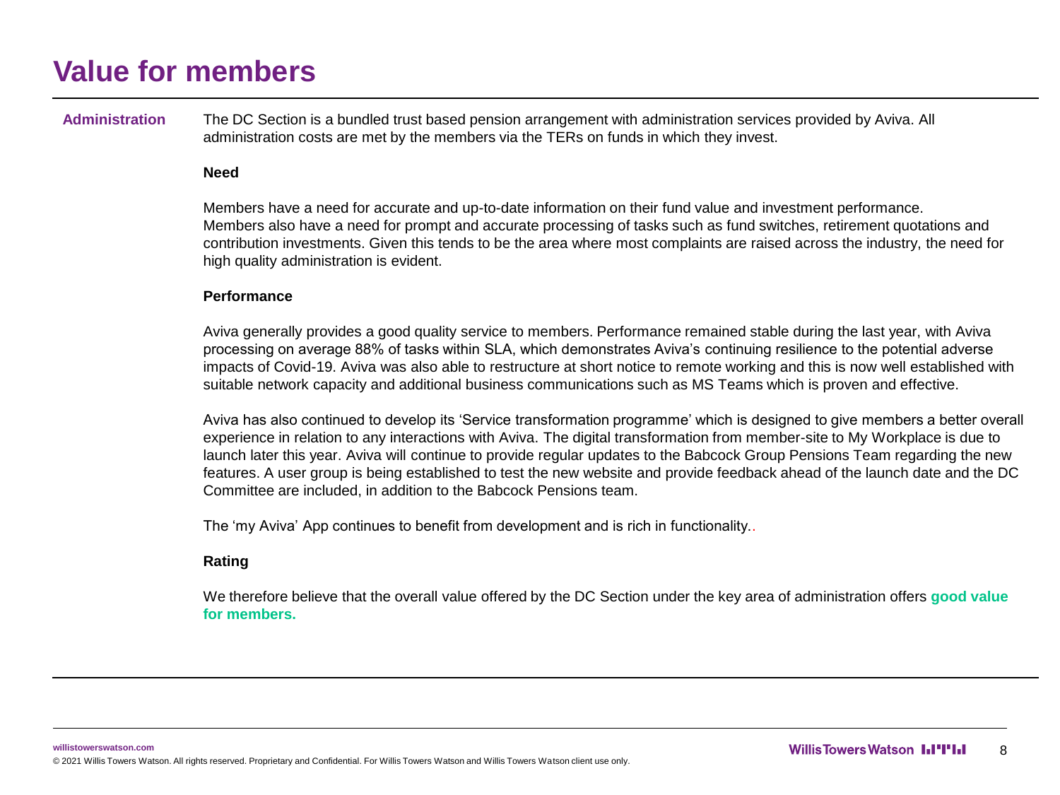# Value for members

**Administration**

The DC Section is a bundled trust based pension arrangement with administration services provided by Aviva. All administration costs are met by the members via the TERs on funds in which they invest.

**Need**

Members have a need for accurate and up-to-date information on their fund value and investment performance. Members also have a need for prompt and accurate processing of tasks such as fund switches, retirement quotations and contribution investments. Given this tends to be the area where most complaints are raised across the industry, the need for high quality administration is evident.

**Performance**

Aviva generally provides a good quality service to members. Performance remained stable during the last year, with Aviva processing on average 88% of tasks within SLA, which demonstrates Aviva's continuing resilience to the potential adverse impacts of Covid-19. Aviva was also able to restructure at short notice to remote working and this is now well established with suitable network capacity and additional business communications such as MS Teams which is proven and effective.

Aviva has also continued to develop its 'Service transformation programme' which is designed to give members a better overall experience in relation to any interactions with Aviva. The digital transformation from member-site to My Workplace is due to launch later this year. Aviva will continue to provide regular updates to the Babcock Group Pensions Team regarding the new features. A user group is being established to test the new website and provide feedback ahead of the launch date and the DC Committee are included, in addition to the Babcock Pensions team.

The 'my Aviva' App continues to benefit from development and is rich in functionality..

**Rating**

We therefore believe that the overall value offered by the DC Section under the key area of administration offers **good value for members.**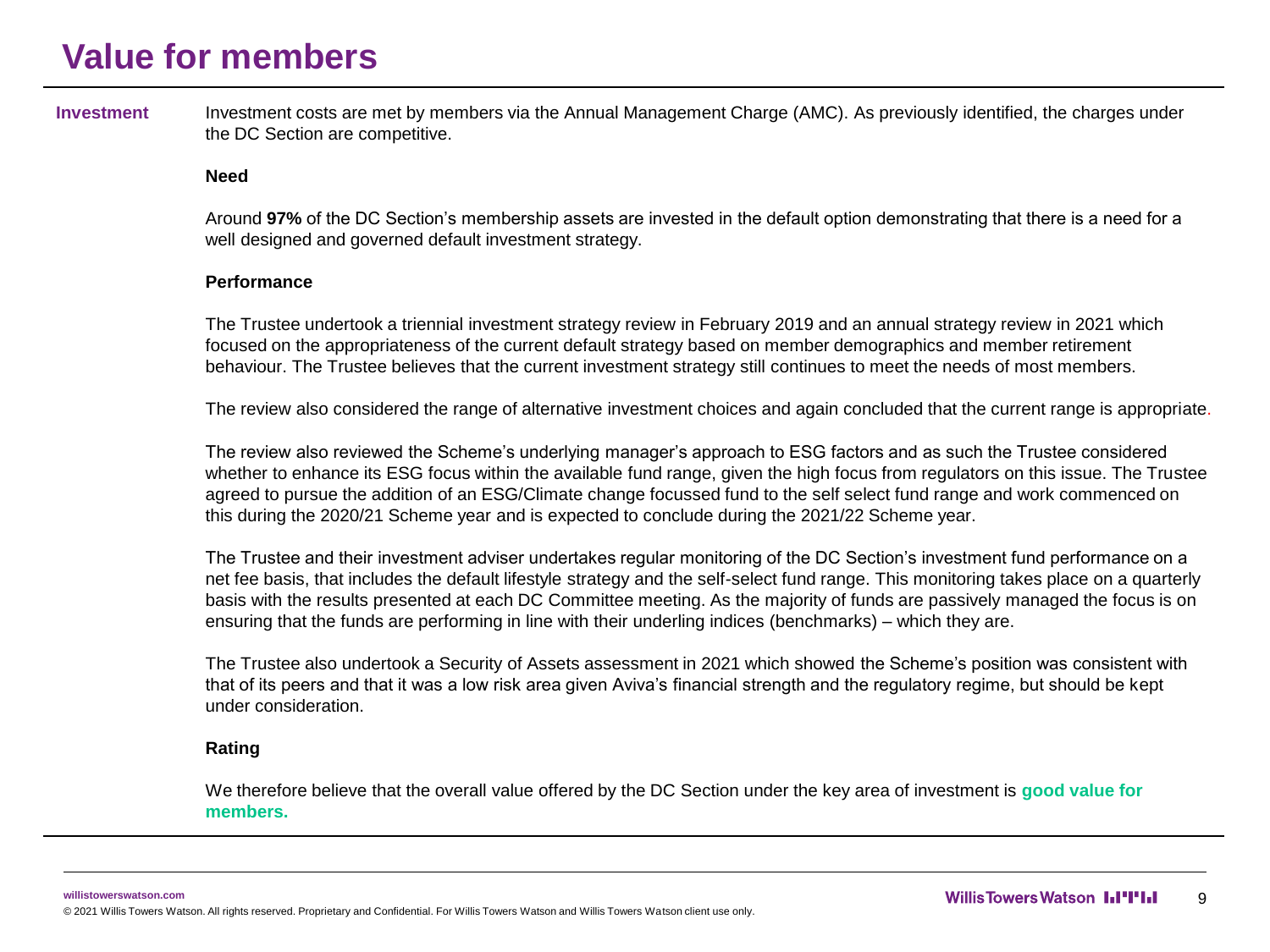# Value for members

**Investment**

Investment costs are met by members via the Annual Management Charge (AMC). As previously identified, the charges under the DC Section are competitive.

**Need**

Around **97%** of the DC Section's membership assets are invested in the default option demonstrating that there is a need for a well designed and governed default investment strategy.

**Performance**

The Trustee undertook a triennial investment strategy review in February 2019 and an annual strategy review in 2021 which focused on the appropriateness of the current default strategy based on member demographics and member retirement behaviour. The Trustee believes that the current investment strategy still continues to meet the needs of most members.

The review also considered the range of alternative investment choices and again concluded that the current range is appropriate.

The review also reviewed the Scheme's underlying manager's approach to ESG factors and as such the Trustee considered whether to enhance its ESG focus within the available fund range, given the high focus from regulators on this issue. The Trustee agreed to pursue the addition of an ESG/Climate change focussed fund to the self select fund range and work commenced on this during the 2020/21 Scheme year and is expected to conclude during the 2021/22 Scheme year.

The Trustee and their investment adviser undertakes regular monitoring of the DC Section's investment fund performance on a net fee basis, that includes the default lifestyle strategy and the self-select fund range. This monitoring takes place on a quarterly basis with the results presented at each DC Committee meeting. As the majority of funds are passively managed the focus is on ensuring that the funds are performing in line with their underling indices (benchmarks) – which they are.

The Trustee also undertook a Security of Assets assessment in 2021 which showed the Scheme's position was consistent with that of its peers and that it was a low risk area given Aviva's financial strength and the regulatory regime, but should be kept under consideration.

**Rating**

We therefore believe that the overall value offered by the DC Section under the key area of investment is **good value for members.**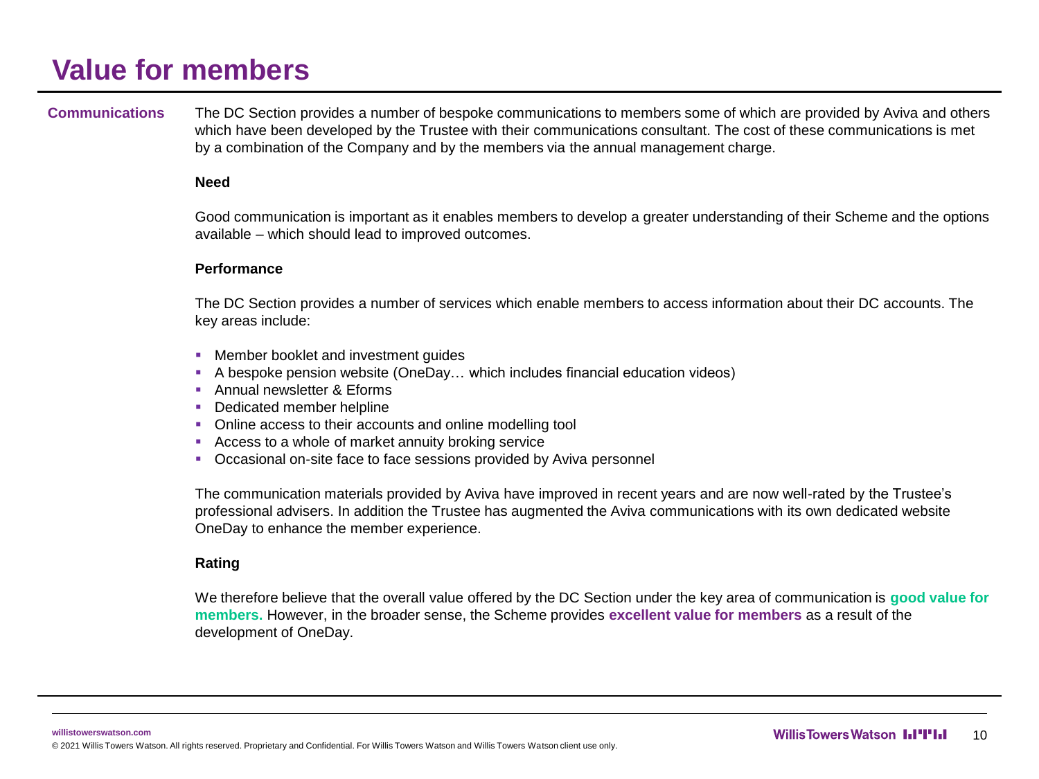# Value for members

**Communications**

The DC Section provides a number of bespoke communications to members some of which are provided by Aviva and others which have been developed by the Trustee with their communications consultant. The cost of these communications is met by a combination of the Company and by the members via the annual management charge.

**Need**

Good communication is important as it enables members to develop a greater understanding of their Scheme and the options available – which should lead to improved outcomes.

**Performance**

The DC Section provides a number of services which enable members to access information about their DC accounts. The key areas include:

- Member booklet and investment guides
- A bespoke pension website (OneDay… which includes financial education videos)
- Annual newsletter & Eforms
- Dedicated member helpline
- Online access to their accounts and online modelling tool
- Access to a whole of market annuity broking service
- Occasional on-site face to face sessions provided by Aviva personnel

The communication materials provided by Aviva have improved in recent years and are now well-rated by the Trustee's professional advisers. In addition the Trustee has augmented the Aviva communications with its own dedicated website OneDay to enhance the member experience.

**Rating**

We therefore believe that the overall value offered by the DC Section under the key area of communication is **good value for members.** However, in the broader sense, the Scheme provides **excellent value for members** as a result of the development of OneDay.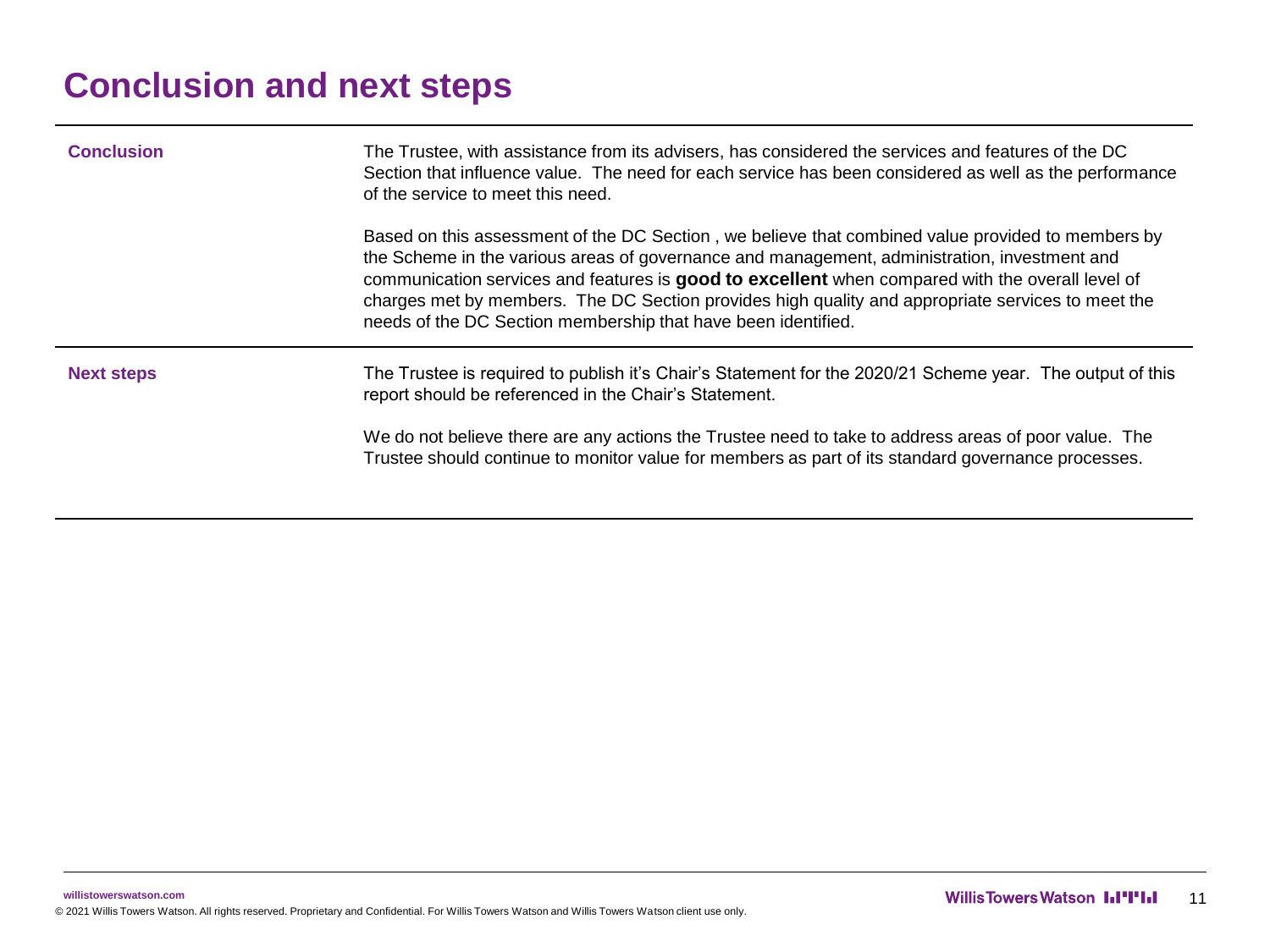# Conclusion and next steps

| | |
|---|---|
| **Conclusion** | The Trustee, with assistance from its advisers, has considered the services and features of the DC Section that influence value. The need for each service has been considered as well as the performance of the service to meet this need.<br><br>Based on this assessment of the DC Section , we believe that combined value provided to members by the Scheme in the various areas of governance and management, administration, investment and communication services and features is **good to excellent** when compared with the overall level of charges met by members. The DC Section provides high quality and appropriate services to meet the needs of the DC Section membership that have been identified. |
| **Next steps** | The Trustee is required to publish it's Chair's Statement for the 2020/21 Scheme year. The output of this report should be referenced in the Chair's Statement.<br><br>We do not believe there are any actions the Trustee need to take to address areas of poor value. The Trustee should continue to monitor value for members as part of its standard governance processes. |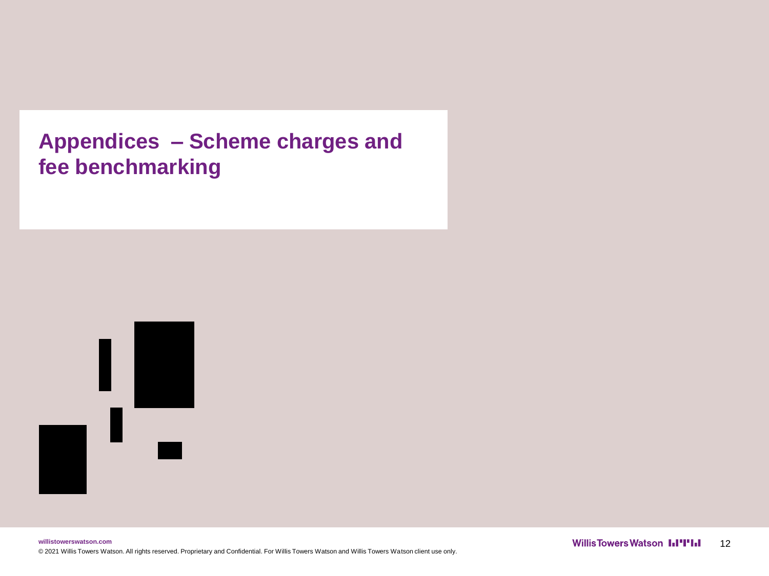# Appendices – Scheme charges and fee benchmarking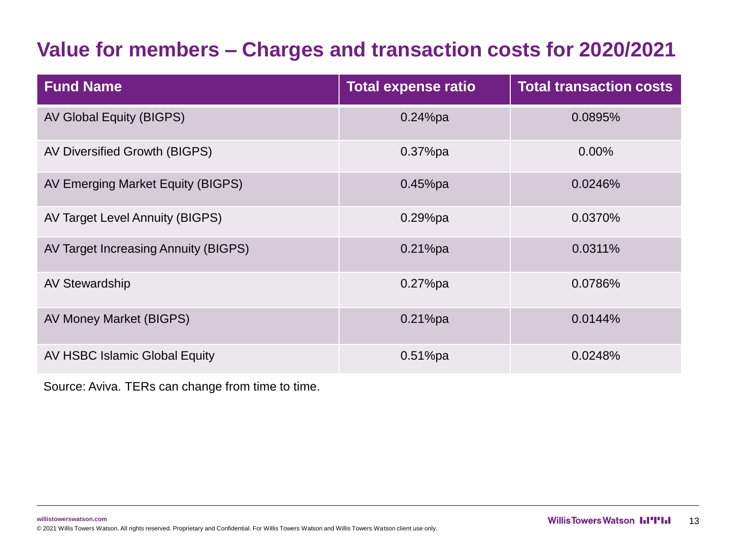# Value for members – Charges and transaction costs for 2020/2021

| Fund Name | Total expense ratio | Total transaction costs |
|---|---|---|
| AV Global Equity (BIGPS) | 0.24%pa | 0.0895% |
| AV Diversified Growth (BIGPS) | 0.37%pa | 0.00% |
| AV Emerging Market Equity (BIGPS) | 0.45%pa | 0.0246% |
| AV Target Level Annuity (BIGPS) | 0.29%pa | 0.0370% |
| AV Target Increasing Annuity (BIGPS) | 0.21%pa | 0.0311% |
| AV Stewardship | 0.27%pa | 0.0786% |
| AV Money Market (BIGPS) | 0.21%pa | 0.0144% |
| AV HSBC Islamic Global Equity | 0.51%pa | 0.0248% |

Source: Aviva. TERs can change from time to time.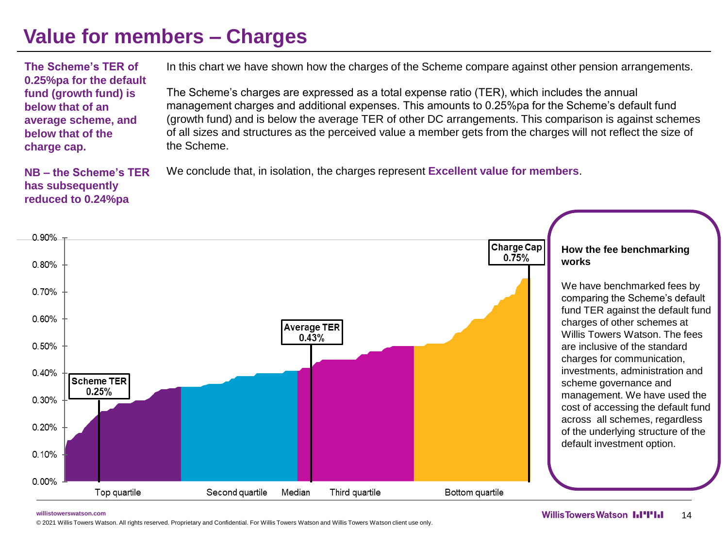# Value for members – Charges

**The Scheme's TER of 0.25%pa for the default fund (growth fund) is below that of an average scheme, and below that of the charge cap.**

**NB – the Scheme's TER has subsequently reduced to 0.24%pa**

In this chart we have shown how the charges of the Scheme compare against other pension arrangements.

The Scheme's charges are expressed as a total expense ratio (TER), which includes the annual management charges and additional expenses. This amounts to 0.25%pa for the Scheme's default fund (growth fund) and is below the average TER of other DC arrangements. This comparison is against schemes of all sizes and structures as the perceived value a member gets from the charges will not reflect the size of the Scheme.

We conclude that, in isolation, the charges represent **Excellent value for members**.

0.90%
0.80%
0.70%
0.60%
0.50%
0.40%
0.30%
0.20%
0.10%
0.00%

Scheme TER 0.25%
Average TER 0.43%
Charge Cap 0.75%

Top quartile
Second quartile
Median
Third quartile
Bottom quartile

**How the fee benchmarking works**

We have benchmarked fees by comparing the Scheme's default fund TER against the default fund charges of other schemes at Willis Towers Watson. The fees are inclusive of the standard charges for communication, investments, administration and scheme governance and management. We have used the cost of accessing the default fund across all schemes, regardless of the underlying structure of the default investment option.

willistowerswatson.com

© 2021 Willis Towers Watson. All rights reserved. Proprietary and Confidential. For Willis Towers Watson and Willis Towers Watson client use only.